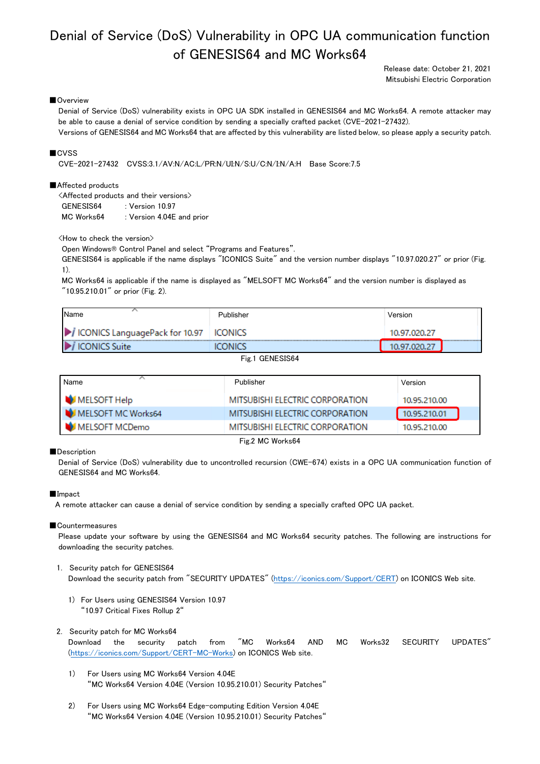# Denial of Service (DoS) Vulnerability in OPC UA communication function of GENESIS64 and MC Works64

Release date: October 21, 2021
Mitsubishi Electric Corporation

## ■Overview

Denial of Service (DoS) vulnerability exists in OPC UA SDK installed in GENESIS64 and MC Works64. A remote attacker may be able to cause a denial of service condition by sending a specially crafted packet (CVE-2021-27432).
Versions of GENESIS64 and MC Works64 that are affected by this vulnerability are listed below, so please apply a security patch.

## ■CVSS

CVE-2021-27432 CVSS:3.1/AV:N/AC:L/PR:N/UI:N/S:U/C:N/I:N/A:H Base Score:7.5

## ■Affected products

<Affected products and their versions>

GENESIS64 : Version 10.97
MC Works64 : Version 4.04E and prior

<How to check the version>

Open Windows® Control Panel and select "Programs and Features".
GENESIS64 is applicable if the name displays "ICONICS Suite" and the version number displays "10.97.020.27" or prior (Fig. 1).
MC Works64 is applicable if the name is displayed as "MELSOFT MC Works64" and the version number is displayed as "10.95.210.01" or prior (Fig. 2).

| Name | Publisher | Version |
|---|---|---|
| ICONICS LanguagePack for 10.97 | ICONICS | 10.97.020.27 |
| ICONICS Suite | ICONICS | 10.97.020.27 |

Fig.1 GENESIS64

| Name | Publisher | Version |
|---|---|---|
| MELSOFT Help | MITSUBISHI ELECTRIC CORPORATION | 10.95.210.00 |
| MELSOFT MC Works64 | MITSUBISHI ELECTRIC CORPORATION | 10.95.210.01 |
| MELSOFT MCDemo | MITSUBISHI ELECTRIC CORPORATION | 10.95.210.00 |

Fig.2 MC Works64

## ■Description

Denial of Service (DoS) vulnerability due to uncontrolled recursion (CWE-674) exists in a OPC UA communication function of GENESIS64 and MC Works64.

## ■Impact

A remote attacker can cause a denial of service condition by sending a specially crafted OPC UA packet.

## ■Countermeasures

Please update your software by using the GENESIS64 and MC Works64 security patches. The following are instructions for downloading the security patches.

1. Security patch for GENESIS64
   Download the security patch from "SECURITY UPDATES" (https://iconics.com/Support/CERT) on ICONICS Web site.

   1) For Users using GENESIS64 Version 10.97
      "10.97 Critical Fixes Rollup 2"

2. Security patch for MC Works64
   Download the security patch from "MC Works64 AND MC Works32 SECURITY UPDATES" (https://iconics.com/Support/CERT-MC-Works) on ICONICS Web site.

   1) For Users using MC Works64 Version 4.04E
      "MC Works64 Version 4.04E (Version 10.95.210.01) Security Patches"

   2) For Users using MC Works64 Edge-computing Edition Version 4.04E
      "MC Works64 Version 4.04E (Version 10.95.210.01) Security Patches"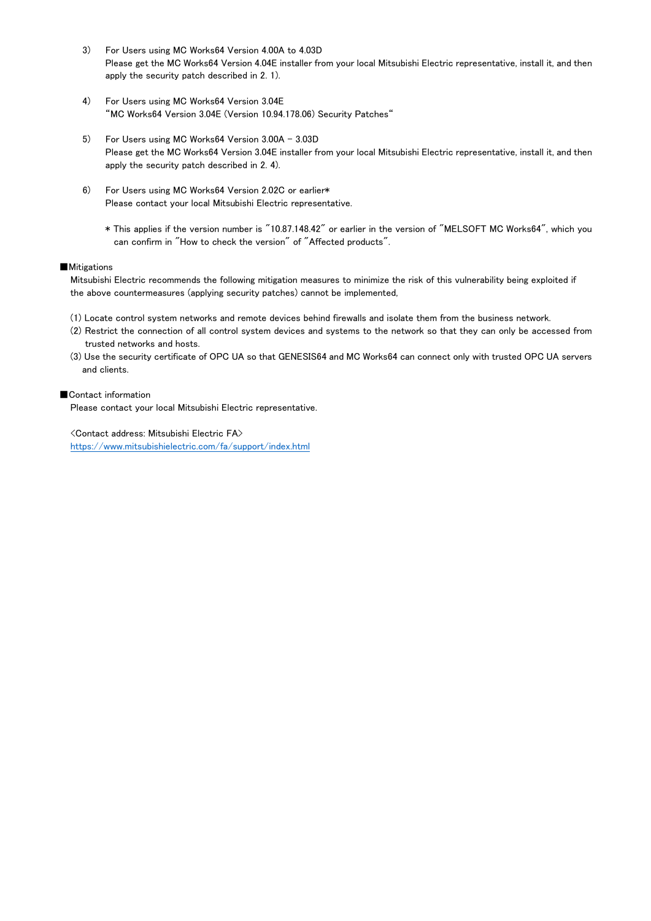3) For Users using MC Works64 Version 4.00A to 4.03D
   Please get the MC Works64 Version 4.04E installer from your local Mitsubishi Electric representative, install it, and then apply the security patch described in 2. 1).

4) For Users using MC Works64 Version 3.04E
   "MC Works64 Version 3.04E (Version 10.94.178.06) Security Patches"

5) For Users using MC Works64 Version 3.00A – 3.03D
   Please get the MC Works64 Version 3.04E installer from your local Mitsubishi Electric representative, install it, and then apply the security patch described in 2. 4).

6) For Users using MC Works64 Version 2.02C or earlier*
   Please contact your local Mitsubishi Electric representative.

   * This applies if the version number is "10.87.148.42" or earlier in the version of "MELSOFT MC Works64", which you can confirm in "How to check the version" of "Affected products".

■Mitigations

Mitsubishi Electric recommends the following mitigation measures to minimize the risk of this vulnerability being exploited if the above countermeasures (applying security patches) cannot be implemented,

(1) Locate control system networks and remote devices behind firewalls and isolate them from the business network.
(2) Restrict the connection of all control system devices and systems to the network so that they can only be accessed from trusted networks and hosts.
(3) Use the security certificate of OPC UA so that GENESIS64 and MC Works64 can connect only with trusted OPC UA servers and clients.

■Contact information

Please contact your local Mitsubishi Electric representative.

<Contact address: Mitsubishi Electric FA>
https://www.mitsubishielectric.com/fa/support/index.html